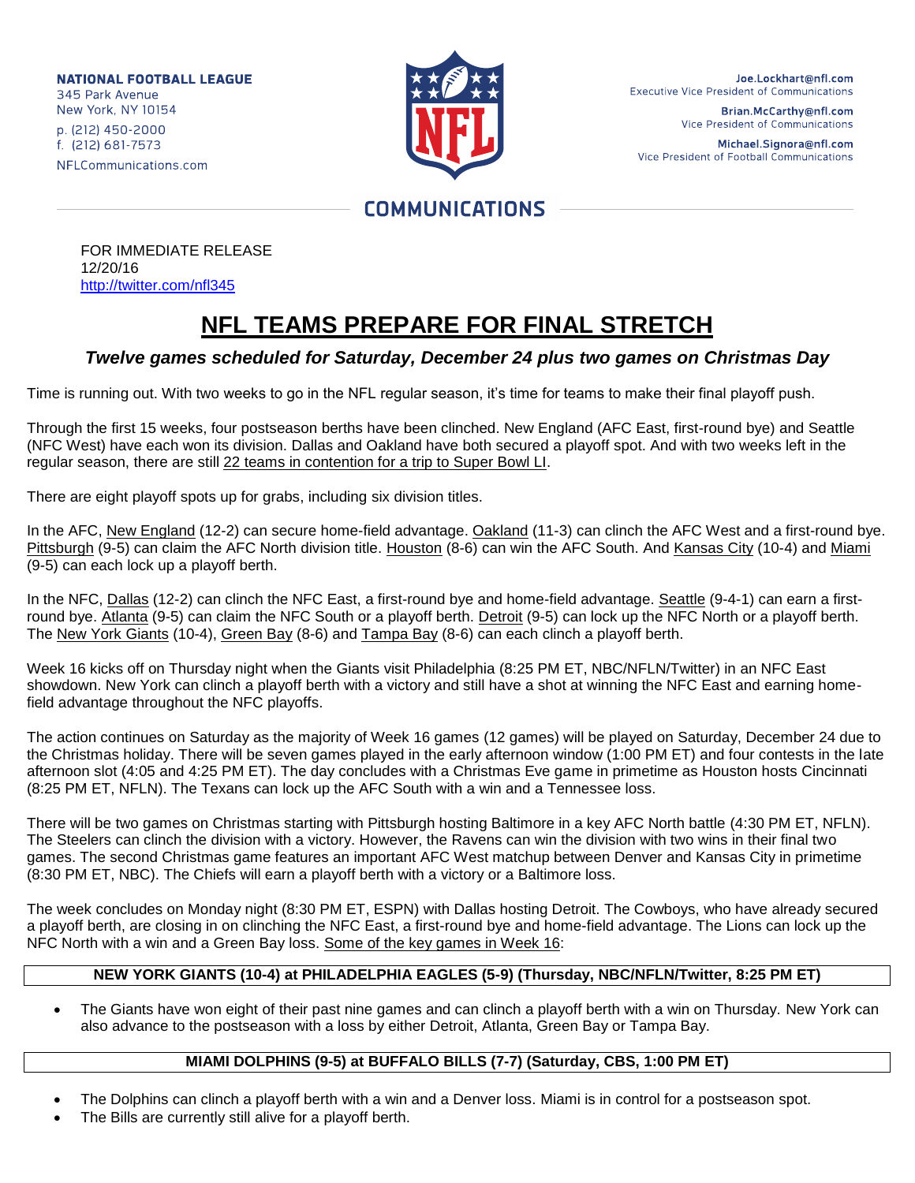NATIONAL FOOTBALL LEAGUE
345 Park Avenue
New York, NY 10154
p. (212) 450-2000
f. (212) 681-7573
NFLCommunications.com

Joe.Lockhart@nfl.com
Executive Vice President of Communications

Brian.McCarthy@nfl.com
Vice President of Communications

Michael.Signora@nfl.com
Vice President of Football Communications

COMMUNICATIONS

FOR IMMEDIATE RELEASE
12/20/16
http://twitter.com/nfl345

# NFL TEAMS PREPARE FOR FINAL STRETCH

### *Twelve games scheduled for Saturday, December 24 plus two games on Christmas Day*

Time is running out. With two weeks to go in the NFL regular season, it's time for teams to make their final playoff push.

Through the first 15 weeks, four postseason berths have been clinched. New England (AFC East, first-round bye) and Seattle (NFC West) have each won its division. Dallas and Oakland have both secured a playoff spot. And with two weeks left in the regular season, there are still 22 teams in contention for a trip to Super Bowl LI.

There are eight playoff spots up for grabs, including six division titles.

In the AFC, New England (12-2) can secure home-field advantage. Oakland (11-3) can clinch the AFC West and a first-round bye. Pittsburgh (9-5) can claim the AFC North division title. Houston (8-6) can win the AFC South. And Kansas City (10-4) and Miami (9-5) can each lock up a playoff berth.

In the NFC, Dallas (12-2) can clinch the NFC East, a first-round bye and home-field advantage. Seattle (9-4-1) can earn a first-round bye. Atlanta (9-5) can claim the NFC South or a playoff berth. Detroit (9-5) can lock up the NFC North or a playoff berth. The New York Giants (10-4), Green Bay (8-6) and Tampa Bay (8-6) can each clinch a playoff berth.

Week 16 kicks off on Thursday night when the Giants visit Philadelphia (8:25 PM ET, NBC/NFLN/Twitter) in an NFC East showdown. New York can clinch a playoff berth with a victory and still have a shot at winning the NFC East and earning home-field advantage throughout the NFC playoffs.

The action continues on Saturday as the majority of Week 16 games (12 games) will be played on Saturday, December 24 due to the Christmas holiday. There will be seven games played in the early afternoon window (1:00 PM ET) and four contests in the late afternoon slot (4:05 and 4:25 PM ET). The day concludes with a Christmas Eve game in primetime as Houston hosts Cincinnati (8:25 PM ET, NFLN). The Texans can lock up the AFC South with a win and a Tennessee loss.

There will be two games on Christmas starting with Pittsburgh hosting Baltimore in a key AFC North battle (4:30 PM ET, NFLN). The Steelers can clinch the division with a victory. However, the Ravens can win the division with two wins in their final two games. The second Christmas game features an important AFC West matchup between Denver and Kansas City in primetime (8:30 PM ET, NBC). The Chiefs will earn a playoff berth with a victory or a Baltimore loss.

The week concludes on Monday night (8:30 PM ET, ESPN) with Dallas hosting Detroit. The Cowboys, who have already secured a playoff berth, are closing in on clinching the NFC East, a first-round bye and home-field advantage. The Lions can lock up the NFC North with a win and a Green Bay loss. Some of the key games in Week 16:

**NEW YORK GIANTS (10-4) at PHILADELPHIA EAGLES (5-9) (Thursday, NBC/NFLN/Twitter, 8:25 PM ET)**

- The Giants have won eight of their past nine games and can clinch a playoff berth with a win on Thursday. New York can also advance to the postseason with a loss by either Detroit, Atlanta, Green Bay or Tampa Bay.

**MIAMI DOLPHINS (9-5) at BUFFALO BILLS (7-7) (Saturday, CBS, 1:00 PM ET)**

- The Dolphins can clinch a playoff berth with a win and a Denver loss. Miami is in control for a postseason spot.
- The Bills are currently still alive for a playoff berth.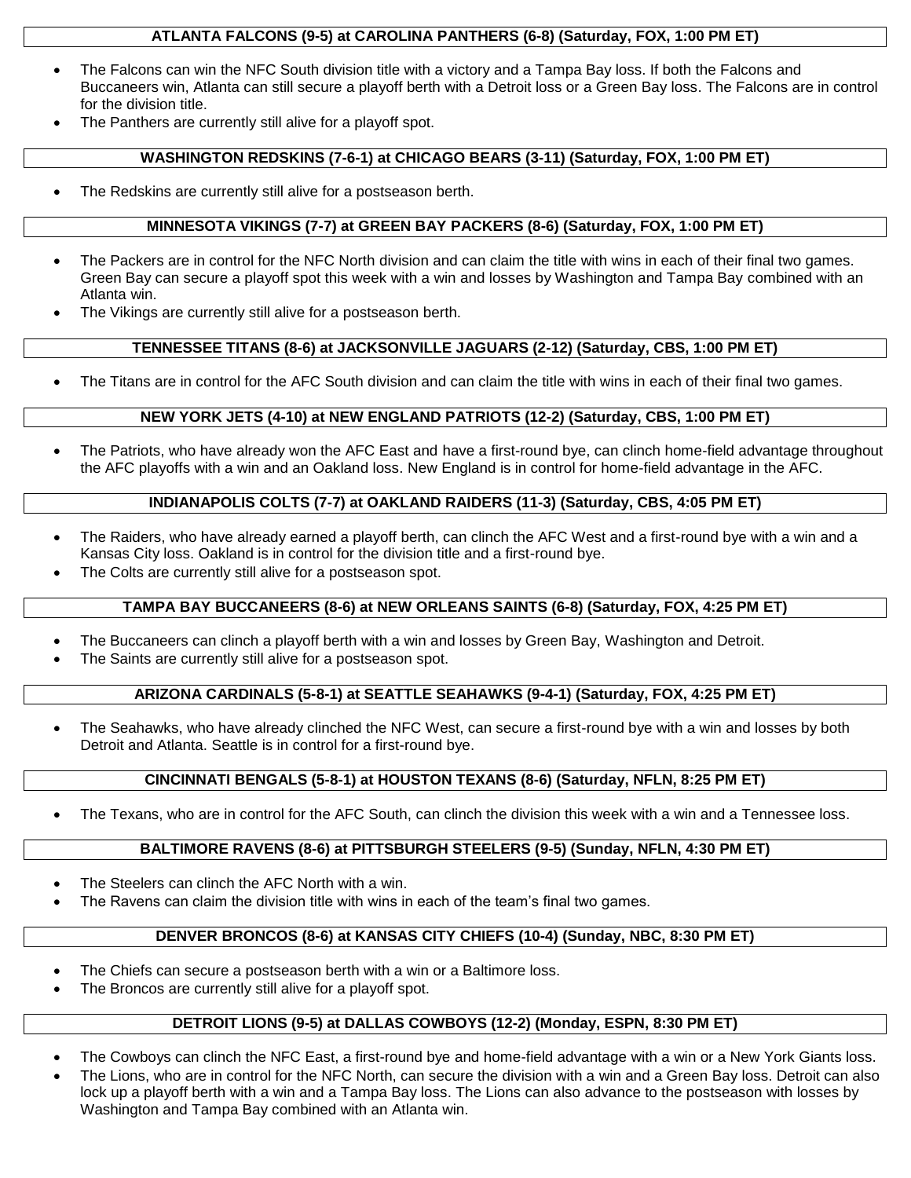### ATLANTA FALCONS (9-5) at CAROLINA PANTHERS (6-8) (Saturday, FOX, 1:00 PM ET)

- The Falcons can win the NFC South division title with a victory and a Tampa Bay loss. If both the Falcons and Buccaneers win, Atlanta can still secure a playoff berth with a Detroit loss or a Green Bay loss. The Falcons are in control for the division title.
- The Panthers are currently still alive for a playoff spot.

### WASHINGTON REDSKINS (7-6-1) at CHICAGO BEARS (3-11) (Saturday, FOX, 1:00 PM ET)

- The Redskins are currently still alive for a postseason berth.

### MINNESOTA VIKINGS (7-7) at GREEN BAY PACKERS (8-6) (Saturday, FOX, 1:00 PM ET)

- The Packers are in control for the NFC North division and can claim the title with wins in each of their final two games. Green Bay can secure a playoff spot this week with a win and losses by Washington and Tampa Bay combined with an Atlanta win.
- The Vikings are currently still alive for a postseason berth.

### TENNESSEE TITANS (8-6) at JACKSONVILLE JAGUARS (2-12) (Saturday, CBS, 1:00 PM ET)

- The Titans are in control for the AFC South division and can claim the title with wins in each of their final two games.

### NEW YORK JETS (4-10) at NEW ENGLAND PATRIOTS (12-2) (Saturday, CBS, 1:00 PM ET)

- The Patriots, who have already won the AFC East and have a first-round bye, can clinch home-field advantage throughout the AFC playoffs with a win and an Oakland loss. New England is in control for home-field advantage in the AFC.

### INDIANAPOLIS COLTS (7-7) at OAKLAND RAIDERS (11-3) (Saturday, CBS, 4:05 PM ET)

- The Raiders, who have already earned a playoff berth, can clinch the AFC West and a first-round bye with a win and a Kansas City loss. Oakland is in control for the division title and a first-round bye.
- The Colts are currently still alive for a postseason spot.

### TAMPA BAY BUCCANEERS (8-6) at NEW ORLEANS SAINTS (6-8) (Saturday, FOX, 4:25 PM ET)

- The Buccaneers can clinch a playoff berth with a win and losses by Green Bay, Washington and Detroit.
- The Saints are currently still alive for a postseason spot.

### ARIZONA CARDINALS (5-8-1) at SEATTLE SEAHAWKS (9-4-1) (Saturday, FOX, 4:25 PM ET)

- The Seahawks, who have already clinched the NFC West, can secure a first-round bye with a win and losses by both Detroit and Atlanta. Seattle is in control for a first-round bye.

### CINCINNATI BENGALS (5-8-1) at HOUSTON TEXANS (8-6) (Saturday, NFLN, 8:25 PM ET)

- The Texans, who are in control for the AFC South, can clinch the division this week with a win and a Tennessee loss.

### BALTIMORE RAVENS (8-6) at PITTSBURGH STEELERS (9-5) (Sunday, NFLN, 4:30 PM ET)

- The Steelers can clinch the AFC North with a win.
- The Ravens can claim the division title with wins in each of the team's final two games.

### DENVER BRONCOS (8-6) at KANSAS CITY CHIEFS (10-4) (Sunday, NBC, 8:30 PM ET)

- The Chiefs can secure a postseason berth with a win or a Baltimore loss.
- The Broncos are currently still alive for a playoff spot.

### DETROIT LIONS (9-5) at DALLAS COWBOYS (12-2) (Monday, ESPN, 8:30 PM ET)

- The Cowboys can clinch the NFC East, a first-round bye and home-field advantage with a win or a New York Giants loss.
- The Lions, who are in control for the NFC North, can secure the division with a win and a Green Bay loss. Detroit can also lock up a playoff berth with a win and a Tampa Bay loss. The Lions can also advance to the postseason with losses by Washington and Tampa Bay combined with an Atlanta win.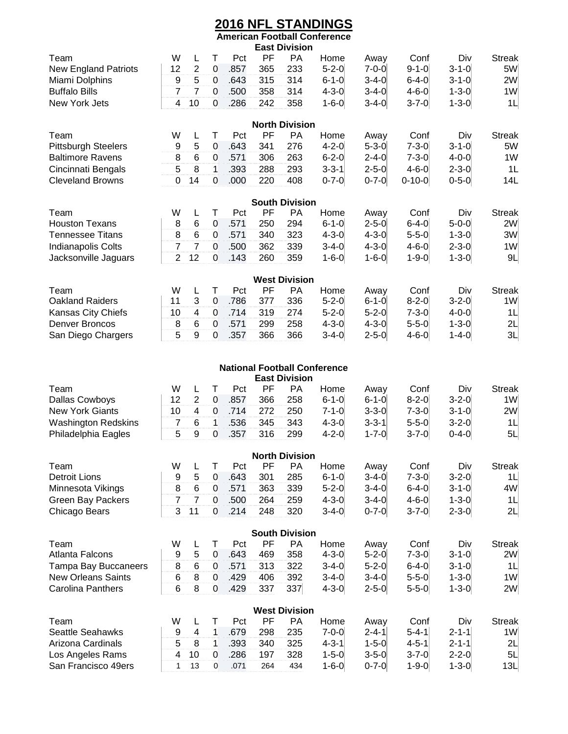# 2016 NFL STANDINGS

## American Football Conference

### East Division

| Team | W | L | T | Pct | PF | PA | Home | Away | Conf | Div | Streak |
|---|---|---|---|---|---|---|---|---|---|---|---|
| New England Patriots | 12 | 2 | 0 | .857 | 365 | 233 | 5-2-0 | 7-0-0 | 9-1-0 | 3-1-0 | 5W |
| Miami Dolphins | 9 | 5 | 0 | .643 | 315 | 314 | 6-1-0 | 3-4-0 | 6-4-0 | 3-1-0 | 2W |
| Buffalo Bills | 7 | 7 | 0 | .500 | 358 | 314 | 4-3-0 | 3-4-0 | 4-6-0 | 1-3-0 | 1W |
| New York Jets | 4 | 10 | 0 | .286 | 242 | 358 | 1-6-0 | 3-4-0 | 3-7-0 | 1-3-0 | 1L |

### North Division

| Team | W | L | T | Pct | PF | PA | Home | Away | Conf | Div | Streak |
|---|---|---|---|---|---|---|---|---|---|---|---|
| Pittsburgh Steelers | 9 | 5 | 0 | .643 | 341 | 276 | 4-2-0 | 5-3-0 | 7-3-0 | 3-1-0 | 5W |
| Baltimore Ravens | 8 | 6 | 0 | .571 | 306 | 263 | 6-2-0 | 2-4-0 | 7-3-0 | 4-0-0 | 1W |
| Cincinnati Bengals | 5 | 8 | 1 | .393 | 288 | 293 | 3-3-1 | 2-5-0 | 4-6-0 | 2-3-0 | 1L |
| Cleveland Browns | 0 | 14 | 0 | .000 | 220 | 408 | 0-7-0 | 0-7-0 | 0-10-0 | 0-5-0 | 14L |

### South Division

| Team | W | L | T | Pct | PF | PA | Home | Away | Conf | Div | Streak |
|---|---|---|---|---|---|---|---|---|---|---|---|
| Houston Texans | 8 | 6 | 0 | .571 | 250 | 294 | 6-1-0 | 2-5-0 | 6-4-0 | 5-0-0 | 2W |
| Tennessee Titans | 8 | 6 | 0 | .571 | 340 | 323 | 4-3-0 | 4-3-0 | 5-5-0 | 1-3-0 | 3W |
| Indianapolis Colts | 7 | 7 | 0 | .500 | 362 | 339 | 3-4-0 | 4-3-0 | 4-6-0 | 2-3-0 | 1W |
| Jacksonville Jaguars | 2 | 12 | 0 | .143 | 260 | 359 | 1-6-0 | 1-6-0 | 1-9-0 | 1-3-0 | 9L |

### West Division

| Team | W | L | T | Pct | PF | PA | Home | Away | Conf | Div | Streak |
|---|---|---|---|---|---|---|---|---|---|---|---|
| Oakland Raiders | 11 | 3 | 0 | .786 | 377 | 336 | 5-2-0 | 6-1-0 | 8-2-0 | 3-2-0 | 1W |
| Kansas City Chiefs | 10 | 4 | 0 | .714 | 319 | 274 | 5-2-0 | 5-2-0 | 7-3-0 | 4-0-0 | 1L |
| Denver Broncos | 8 | 6 | 0 | .571 | 299 | 258 | 4-3-0 | 4-3-0 | 5-5-0 | 1-3-0 | 2L |
| San Diego Chargers | 5 | 9 | 0 | .357 | 366 | 366 | 3-4-0 | 2-5-0 | 4-6-0 | 1-4-0 | 3L |

## National Football Conference

### East Division

| Team | W | L | T | Pct | PF | PA | Home | Away | Conf | Div | Streak |
|---|---|---|---|---|---|---|---|---|---|---|---|
| Dallas Cowboys | 12 | 2 | 0 | .857 | 366 | 258 | 6-1-0 | 6-1-0 | 8-2-0 | 3-2-0 | 1W |
| New York Giants | 10 | 4 | 0 | .714 | 272 | 250 | 7-1-0 | 3-3-0 | 7-3-0 | 3-1-0 | 2W |
| Washington Redskins | 7 | 6 | 1 | .536 | 345 | 343 | 4-3-0 | 3-3-1 | 5-5-0 | 3-2-0 | 1L |
| Philadelphia Eagles | 5 | 9 | 0 | .357 | 316 | 299 | 4-2-0 | 1-7-0 | 3-7-0 | 0-4-0 | 5L |

### North Division

| Team | W | L | T | Pct | PF | PA | Home | Away | Conf | Div | Streak |
|---|---|---|---|---|---|---|---|---|---|---|---|
| Detroit Lions | 9 | 5 | 0 | .643 | 301 | 285 | 6-1-0 | 3-4-0 | 7-3-0 | 3-2-0 | 1L |
| Minnesota Vikings | 8 | 6 | 0 | .571 | 363 | 339 | 5-2-0 | 3-4-0 | 6-4-0 | 3-1-0 | 4W |
| Green Bay Packers | 7 | 7 | 0 | .500 | 264 | 259 | 4-3-0 | 3-4-0 | 4-6-0 | 1-3-0 | 1L |
| Chicago Bears | 3 | 11 | 0 | .214 | 248 | 320 | 3-4-0 | 0-7-0 | 3-7-0 | 2-3-0 | 2L |

### South Division

| Team | W | L | T | Pct | PF | PA | Home | Away | Conf | Div | Streak |
|---|---|---|---|---|---|---|---|---|---|---|---|
| Atlanta Falcons | 9 | 5 | 0 | .643 | 469 | 358 | 4-3-0 | 5-2-0 | 7-3-0 | 3-1-0 | 2W |
| Tampa Bay Buccaneers | 8 | 6 | 0 | .571 | 313 | 322 | 3-4-0 | 5-2-0 | 6-4-0 | 3-1-0 | 1L |
| New Orleans Saints | 6 | 8 | 0 | .429 | 406 | 392 | 3-4-0 | 3-4-0 | 5-5-0 | 1-3-0 | 1W |
| Carolina Panthers | 6 | 8 | 0 | .429 | 337 | 337 | 4-3-0 | 2-5-0 | 5-5-0 | 1-3-0 | 2W |

### West Division

| Team | W | L | T | Pct | PF | PA | Home | Away | Conf | Div | Streak |
|---|---|---|---|---|---|---|---|---|---|---|---|
| Seattle Seahawks | 9 | 4 | 1 | .679 | 298 | 235 | 7-0-0 | 2-4-1 | 5-4-1 | 2-1-1 | 1W |
| Arizona Cardinals | 5 | 8 | 1 | .393 | 340 | 325 | 4-3-1 | 1-5-0 | 4-5-1 | 2-1-1 | 2L |
| Los Angeles Rams | 4 | 10 | 0 | .286 | 197 | 328 | 1-5-0 | 3-5-0 | 3-7-0 | 2-2-0 | 5L |
| San Francisco 49ers | 1 | 13 | 0 | .071 | 264 | 434 | 1-6-0 | 0-7-0 | 1-9-0 | 1-3-0 | 13L |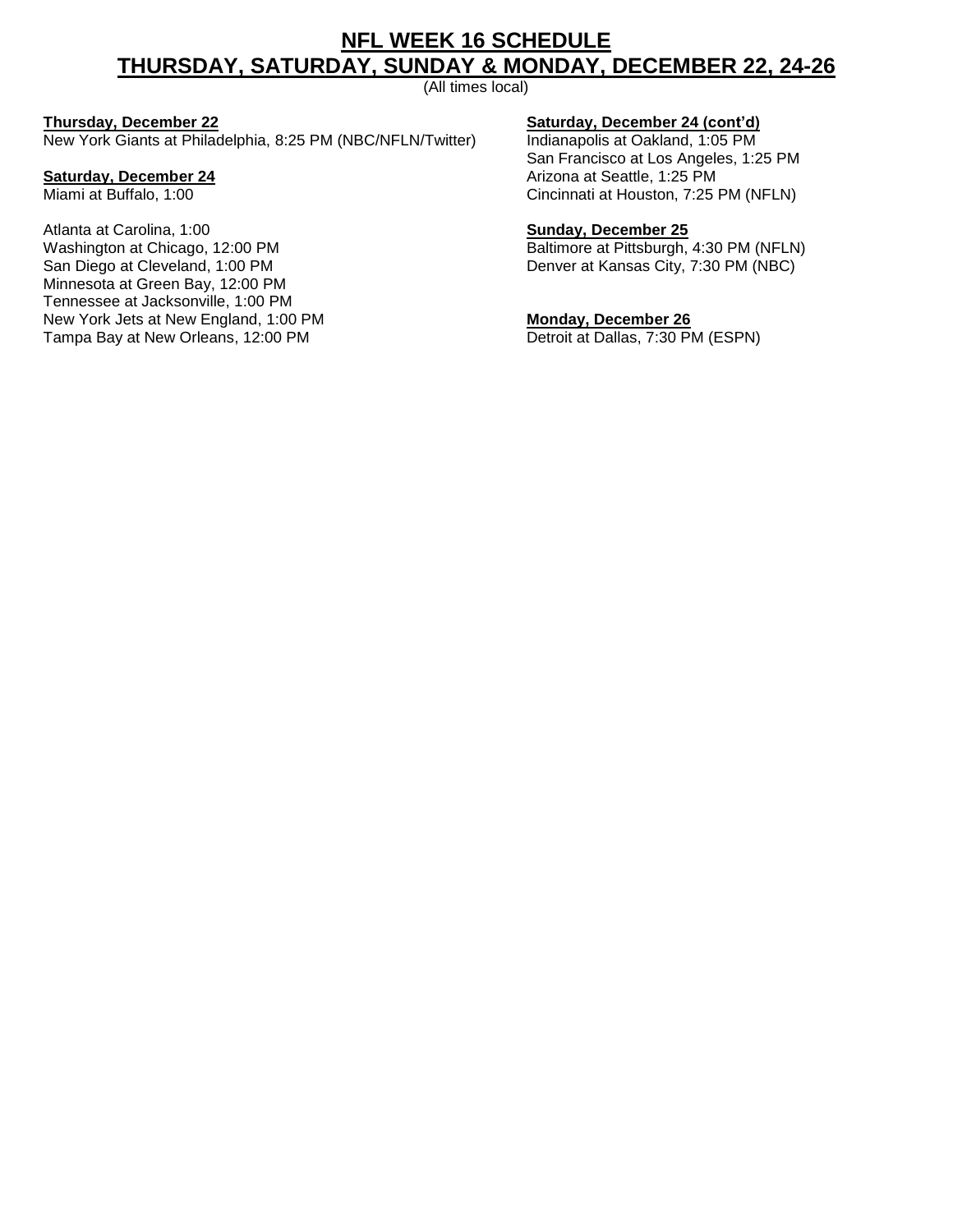# NFL WEEK 16 SCHEDULE
## THURSDAY, SATURDAY, SUNDAY & MONDAY, DECEMBER 22, 24-26

(All times local)

**Thursday, December 22**

New York Giants at Philadelphia, 8:25 PM (NBC/NFLN/Twitter)

**Saturday, December 24**

Miami at Buffalo, 1:00

Atlanta at Carolina, 1:00
Washington at Chicago, 12:00 PM
San Diego at Cleveland, 1:00 PM
Minnesota at Green Bay, 12:00 PM
Tennessee at Jacksonville, 1:00 PM
New York Jets at New England, 1:00 PM
Tampa Bay at New Orleans, 12:00 PM

**Saturday, December 24 (cont'd)**

Indianapolis at Oakland, 1:05 PM
San Francisco at Los Angeles, 1:25 PM
Arizona at Seattle, 1:25 PM
Cincinnati at Houston, 7:25 PM (NFLN)

**Sunday, December 25**

Baltimore at Pittsburgh, 4:30 PM (NFLN)
Denver at Kansas City, 7:30 PM (NBC)

**Monday, December 26**

Detroit at Dallas, 7:30 PM (ESPN)